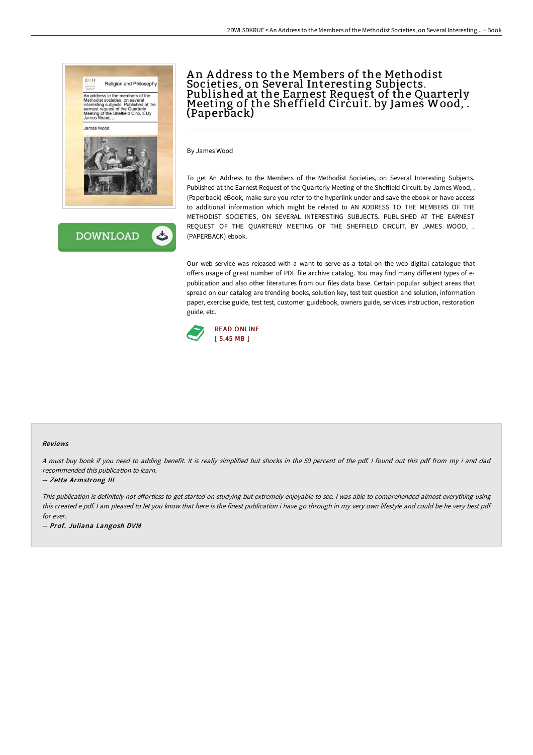# An Address to the Members of the Methodist Societies, on Several Interesting Subjects. Published at the Earnest Request of the Quarterly Meeting of the Sheffield Circuit. by James Wood, . (Paperback)

By James Wood

To get An Address to the Members of the Methodist Societies, on Several Interesting Subjects. Published at the Earnest Request of the Quarterly Meeting of the Sheffield Circuit. by James Wood, . (Paperback) eBook, make sure you refer to the hyperlink under and save the ebook or have access to additional information which might be related to AN ADDRESS TO THE MEMBERS OF THE METHODIST SOCIETIES, ON SEVERAL INTERESTING SUBJECTS. PUBLISHED AT THE EARNEST REQUEST OF THE QUARTERLY MEETING OF THE SHEFFIELD CIRCUIT. BY JAMES WOOD, . (PAPERBACK) ebook.

Our web service was released with a want to serve as a total on the web digital catalogue that offers usage of great number of PDF file archive catalog. You may find many different types of e-publication and also other literatures from our files data base. Certain popular subject areas that spread on our catalog are trending books, solution key, test test question and solution, information paper, exercise guide, test test, customer guidebook, owners guide, services instruction, restoration guide, etc.

DOWNLOAD

READ ONLINE
[ 5.45 MB ]

### Reviews

*A must buy book if you need to adding benefit. It is really simplified but shocks in the 50 percent of the pdf. I found out this pdf from my i and dad recommended this publication to learn.*

-- *Zetta Armstrong III*

*This publication is definitely not effortless to get started on studying but extremely enjoyable to see. I was able to comprehended almost everything using this created e pdf. I am pleased to let you know that here is the finest publication i have go through in my very own lifestyle and could be he very best pdf for ever.*

-- *Prof. Juliana Langosh DVM*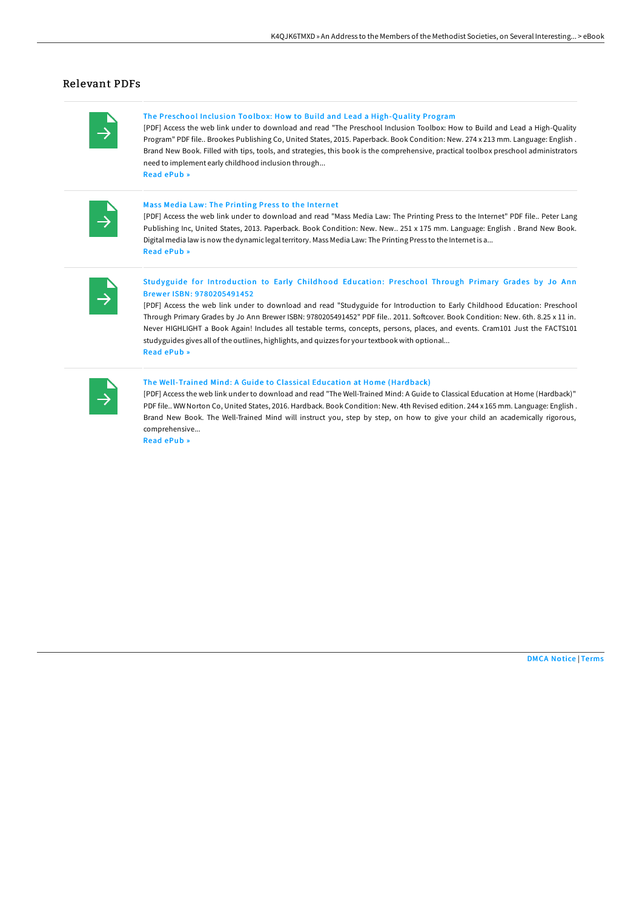## Relevant PDFs

### The Preschool Inclusion Toolbox: How to Build and Lead a High-Quality Program

[PDF] Access the web link under to download and read "The Preschool Inclusion Toolbox: How to Build and Lead a High-Quality Program" PDF file.. Brookes Publishing Co, United States, 2015. Paperback. Book Condition: New. 274 x 213 mm. Language: English . Brand New Book. Filled with tips, tools, and strategies, this book is the comprehensive, practical toolbox preschool administrators need to implement early childhood inclusion through...

Read ePub »

### Mass Media Law: The Printing Press to the Internet

[PDF] Access the web link under to download and read "Mass Media Law: The Printing Press to the Internet" PDF file.. Peter Lang Publishing Inc, United States, 2013. Paperback. Book Condition: New. New.. 251 x 175 mm. Language: English . Brand New Book. Digital media law is now the dynamic legal territory. Mass Media Law: The Printing Press to the Internet is a...

Read ePub »

### Studyguide for Introduction to Early Childhood Education: Preschool Through Primary Grades by Jo Ann Brewer ISBN: 9780205491452

[PDF] Access the web link under to download and read "Studyguide for Introduction to Early Childhood Education: Preschool Through Primary Grades by Jo Ann Brewer ISBN: 9780205491452" PDF file.. 2011. Softcover. Book Condition: New. 6th. 8.25 x 11 in. Never HIGHLIGHT a Book Again! Includes all testable terms, concepts, persons, places, and events. Cram101 Just the FACTS101 studyguides gives all of the outlines, highlights, and quizzes for your textbook with optional...

Read ePub »

### The Well-Trained Mind: A Guide to Classical Education at Home (Hardback)

[PDF] Access the web link under to download and read "The Well-Trained Mind: A Guide to Classical Education at Home (Hardback)" PDF file.. WW Norton Co, United States, 2016. Hardback. Book Condition: New. 4th Revised edition. 244 x 165 mm. Language: English . Brand New Book. The Well-Trained Mind will instruct you, step by step, on how to give your child an academically rigorous, comprehensive...

Read ePub »

DMCA Notice | Terms